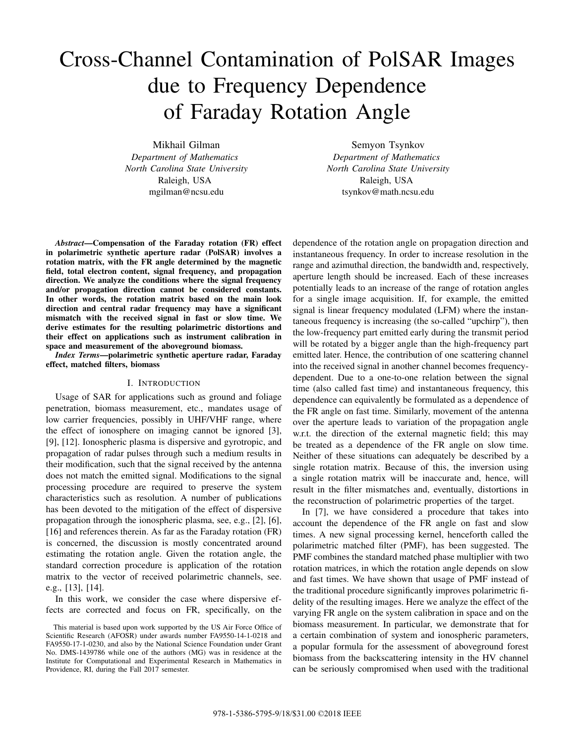# Cross-Channel Contamination of PolSAR Images due to Frequency Dependence of Faraday Rotation Angle

Mikhail Gilman
*Department of Mathematics*
*North Carolina State University*
Raleigh, USA
mgilman@ncsu.edu

Semyon Tsynkov
*Department of Mathematics*
*North Carolina State University*
Raleigh, USA
tsynkov@math.ncsu.edu

***Abstract*—Compensation of the Faraday rotation (FR) effect in polarimetric synthetic aperture radar (PolSAR) involves a rotation matrix, with the FR angle determined by the magnetic field, total electron content, signal frequency, and propagation direction. We analyze the conditions where the signal frequency and/or propagation direction cannot be considered constants. In other words, the rotation matrix based on the main look direction and central radar frequency may have a significant mismatch with the received signal in fast or slow time. We derive estimates for the resulting polarimetric distortions and their effect on applications such as instrument calibration in space and measurement of the aboveground biomass.**

***Index Terms*—polarimetric synthetic aperture radar, Faraday effect, matched filters, biomass**

## I. Introduction

Usage of SAR for applications such as ground and foliage penetration, biomass measurement, etc., mandates usage of low carrier frequencies, possibly in UHF/VHF range, where the effect of ionosphere on imaging cannot be ignored [3], [9], [12]. Ionospheric plasma is dispersive and gyrotropic, and propagation of radar pulses through such a medium results in their modification, such that the signal received by the antenna does not match the emitted signal. Modifications to the signal processing procedure are required to preserve the system characteristics such as resolution. A number of publications has been devoted to the mitigation of the effect of dispersive propagation through the ionospheric plasma, see, e.g., [2], [6], [16] and references therein. As far as the Faraday rotation (FR) is concerned, the discussion is mostly concentrated around estimating the rotation angle. Given the rotation angle, the standard correction procedure is application of the rotation matrix to the vector of received polarimetric channels, see. e.g., [13], [14].

In this work, we consider the case where dispersive effects are corrected and focus on FR, specifically, on the dependence of the rotation angle on propagation direction and instantaneous frequency. In order to increase resolution in the range and azimuthal direction, the bandwidth and, respectively, aperture length should be increased. Each of these increases potentially leads to an increase of the range of rotation angles for a single image acquisition. If, for example, the emitted signal is linear frequency modulated (LFM) where the instantaneous frequency is increasing (the so-called "upchirp"), then the low-frequency part emitted early during the transmit period will be rotated by a bigger angle than the high-frequency part emitted later. Hence, the contribution of one scattering channel into the received signal in another channel becomes frequency-dependent. Due to a one-to-one relation between the signal time (also called fast time) and instantaneous frequency, this dependence can equivalently be formulated as a dependence of the FR angle on fast time. Similarly, movement of the antenna over the aperture leads to variation of the propagation angle w.r.t. the direction of the external magnetic field; this may be treated as a dependence of the FR angle on slow time. Neither of these situations can adequately be described by a single rotation matrix. Because of this, the inversion using a single rotation matrix will be inaccurate and, hence, will result in the filter mismatches and, eventually, distortions in the reconstruction of polarimetric properties of the target.

In [7], we have considered a procedure that takes into account the dependence of the FR angle on fast and slow times. A new signal processing kernel, henceforth called the polarimetric matched filter (PMF), has been suggested. The PMF combines the standard matched phase multiplier with two rotation matrices, in which the rotation angle depends on slow and fast times. We have shown that usage of PMF instead of the traditional procedure significantly improves polarimetric fidelity of the resulting images. Here we analyze the effect of the varying FR angle on the system calibration in space and on the biomass measurement. In particular, we demonstrate that for a certain combination of system and ionospheric parameters, a popular formula for the assessment of aboveground forest biomass from the backscattering intensity in the HV channel can be seriously compromised when used with the traditional

This material is based upon work supported by the US Air Force Office of Scientific Research (AFOSR) under awards number FA9550-14-1-0218 and FA9550-17-1-0230, and also by the National Science Foundation under Grant No. DMS-1439786 while one of the authors (MG) was in residence at the Institute for Computational and Experimental Research in Mathematics in Providence, RI, during the Fall 2017 semester.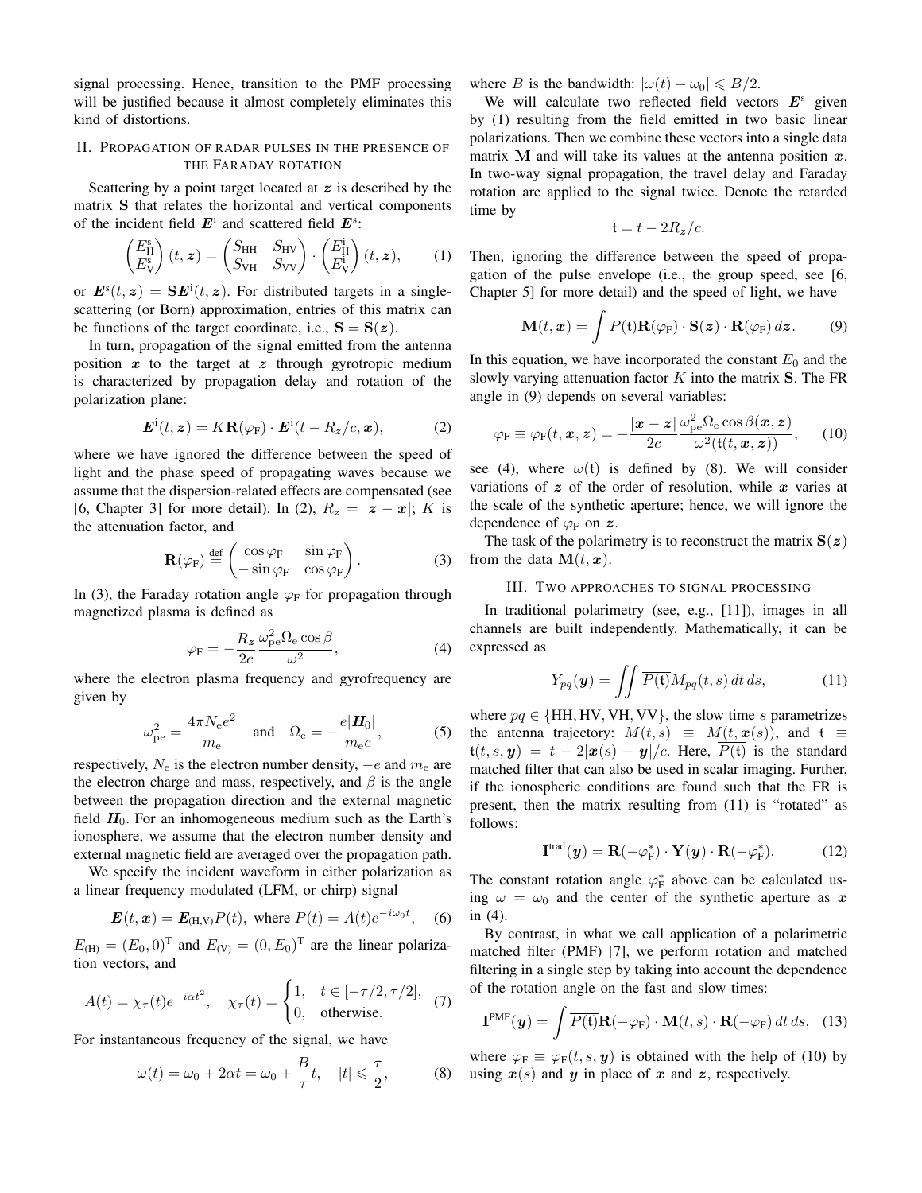signal processing. Hence, transition to the PMF processing will be justified because it almost completely eliminates this kind of distortions.

## II. Propagation of radar pulses in the presence of the Faraday rotation

Scattering by a point target located at $\boldsymbol{z}$ is described by the matrix $\mathbf{S}$ that relates the horizontal and vertical components of the incident field $\boldsymbol{E}^{\mathrm{i}}$ and scattered field $\boldsymbol{E}^{\mathrm{s}}$:

$$\begin{pmatrix} E^{\mathrm{s}}_{\mathrm{H}} \\ E^{\mathrm{s}}_{\mathrm{V}} \end{pmatrix}(t,\boldsymbol{z}) = \begin{pmatrix} S_{\mathrm{HH}} & S_{\mathrm{HV}} \\ S_{\mathrm{VH}} & S_{\mathrm{VV}} \end{pmatrix} \cdot \begin{pmatrix} E^{\mathrm{i}}_{\mathrm{H}} \\ E^{\mathrm{i}}_{\mathrm{V}} \end{pmatrix}(t,\boldsymbol{z}), \qquad (1)$$

or $\boldsymbol{E}^{\mathrm{s}}(t,\boldsymbol{z}) = \mathbf{S}\boldsymbol{E}^{\mathrm{i}}(t,\boldsymbol{z})$. For distributed targets in a single-scattering (or Born) approximation, entries of this matrix can be functions of the target coordinate, i.e., $\mathbf{S} = \mathbf{S}(\boldsymbol{z})$.

In turn, propagation of the signal emitted from the antenna position $\boldsymbol{x}$ to the target at $\boldsymbol{z}$ through gyrotropic medium is characterized by propagation delay and rotation of the polarization plane:

$$\boldsymbol{E}^{\mathrm{i}}(t,\boldsymbol{z}) = K\mathbf{R}(\varphi_{\mathrm{F}}) \cdot \boldsymbol{E}^{\mathrm{i}}(t - R_{\boldsymbol{z}}/c, \boldsymbol{x}), \qquad (2)$$

where we have ignored the difference between the speed of light and the phase speed of propagating waves because we assume that the dispersion-related effects are compensated (see [6, Chapter 3] for more detail). In (2), $R_{\boldsymbol{z}} = |\boldsymbol{z} - \boldsymbol{x}|$; $K$ is the attenuation factor, and

$$\mathbf{R}(\varphi_{\mathrm{F}}) \stackrel{\mathrm{def}}{=} \begin{pmatrix} \cos\varphi_{\mathrm{F}} & \sin\varphi_{\mathrm{F}} \\ -\sin\varphi_{\mathrm{F}} & \cos\varphi_{\mathrm{F}} \end{pmatrix}. \qquad (3)$$

In (3), the Faraday rotation angle $\varphi_{\mathrm{F}}$ for propagation through magnetized plasma is defined as

$$\varphi_{\mathrm{F}} = -\frac{R_{\boldsymbol{z}}}{2c}\frac{\omega_{\mathrm{pe}}^2 \Omega_{\mathrm{e}} \cos\beta}{\omega^2}, \qquad (4)$$

where the electron plasma frequency and gyrofrequency are given by

$$\omega_{\mathrm{pe}}^2 = \frac{4\pi N_{\mathrm{e}} e^2}{m_{\mathrm{e}}} \quad \text{and} \quad \Omega_{\mathrm{e}} = -\frac{e|\boldsymbol{H}_0|}{m_{\mathrm{e}} c}, \qquad (5)$$

respectively, $N_{\mathrm{e}}$ is the electron number density, $-e$ and $m_{\mathrm{e}}$ are the electron charge and mass, respectively, and $\beta$ is the angle between the propagation direction and the external magnetic field $\boldsymbol{H}_0$. For an inhomogeneous medium such as the Earth's ionosphere, we assume that the electron number density and external magnetic field are averaged over the propagation path.

We specify the incident waveform in either polarization as a linear frequency modulated (LFM, or chirp) signal

$$\boldsymbol{E}(t,\boldsymbol{x}) = \boldsymbol{E}_{(\mathrm{H,V})} P(t), \text{ where } P(t) = A(t)e^{-i\omega_0 t}, \qquad (6)$$

$E_{(\mathrm{H})} = (E_0, 0)^{\mathrm{T}}$ and $E_{(\mathrm{V})} = (0, E_0)^{\mathrm{T}}$ are the linear polarization vectors, and

$$A(t) = \chi_\tau(t) e^{-i\alpha t^2}, \quad \chi_\tau(t) = \begin{cases} 1, & t \in [-\tau/2, \tau/2], \\ 0, & \text{otherwise.} \end{cases} \qquad (7)$$

For instantaneous frequency of the signal, we have

$$\omega(t) = \omega_0 + 2\alpha t = \omega_0 + \frac{B}{\tau}t, \quad |t| \leqslant \frac{\tau}{2}, \qquad (8)$$

where $B$ is the bandwidth: $|\omega(t) - \omega_0| \leqslant B/2$.

We will calculate two reflected field vectors $\boldsymbol{E}^{\mathrm{s}}$ given by (1) resulting from the field emitted in two basic linear polarizations. Then we combine these vectors into a single data matrix $\mathbf{M}$ and will take its values at the antenna position $\boldsymbol{x}$. In two-way signal propagation, the travel delay and Faraday rotation are applied to the signal twice. Denote the retarded time by

$$\mathfrak{t} = t - 2R_{\boldsymbol{z}}/c.$$

Then, ignoring the difference between the speed of propagation of the pulse envelope (i.e., the group speed, see [6, Chapter 5] for more detail) and the speed of light, we have

$$\mathbf{M}(t,\boldsymbol{x}) = \int P(\mathfrak{t})\mathbf{R}(\varphi_{\mathrm{F}}) \cdot \mathbf{S}(\boldsymbol{z}) \cdot \mathbf{R}(\varphi_{\mathrm{F}})\, d\boldsymbol{z}. \qquad (9)$$

In this equation, we have incorporated the constant $E_0$ and the slowly varying attenuation factor $K$ into the matrix $\mathbf{S}$. The FR angle in (9) depends on several variables:

$$\varphi_{\mathrm{F}} \equiv \varphi_{\mathrm{F}}(t,\boldsymbol{x},\boldsymbol{z}) = -\frac{|\boldsymbol{x} - \boldsymbol{z}|}{2c}\frac{\omega_{\mathrm{pe}}^2 \Omega_{\mathrm{e}} \cos\beta(\boldsymbol{x},\boldsymbol{z})}{\omega^2(\mathfrak{t}(t,\boldsymbol{x},\boldsymbol{z}))}, \qquad (10)$$

see (4), where $\omega(\mathfrak{t})$ is defined by (8). We will consider variations of $\boldsymbol{z}$ of the order of resolution, while $\boldsymbol{x}$ varies at the scale of the synthetic aperture; hence, we will ignore the dependence of $\varphi_{\mathrm{F}}$ on $\boldsymbol{z}$.

The task of the polarimetry is to reconstruct the matrix $\mathbf{S}(\boldsymbol{z})$ from the data $\mathbf{M}(t,\boldsymbol{x})$.

## III. Two approaches to signal processing

In traditional polarimetry (see, e.g., [11]), images in all channels are built independently. Mathematically, it can be expressed as

$$Y_{pq}(\boldsymbol{y}) = \iint \overline{P(\mathfrak{t})} M_{pq}(t,s)\, dt\, ds, \qquad (11)$$

where $pq \in \{\mathrm{HH}, \mathrm{HV}, \mathrm{VH}, \mathrm{VV}\}$, the slow time $s$ parametrizes the antenna trajectory: $M(t,s) \equiv M(t,\boldsymbol{x}(s))$, and $\mathfrak{t} \equiv \mathfrak{t}(t,s,\boldsymbol{y}) = t - 2|\boldsymbol{x}(s) - \boldsymbol{y}|/c$. Here, $\overline{P(\mathfrak{t})}$ is the standard matched filter that can also be used in scalar imaging. Further, if the ionospheric conditions are found such that the FR is present, then the matrix resulting from (11) is "rotated" as follows:

$$\mathbf{I}^{\mathrm{trad}}(\boldsymbol{y}) = \mathbf{R}(-\varphi_{\mathrm{F}}^*) \cdot \mathbf{Y}(\boldsymbol{y}) \cdot \mathbf{R}(-\varphi_{\mathrm{F}}^*). \qquad (12)$$

The constant rotation angle $\varphi_{\mathrm{F}}^*$ above can be calculated using $\omega = \omega_0$ and the center of the synthetic aperture as $\boldsymbol{x}$ in (4).

By contrast, in what we call application of a polarimetric matched filter (PMF) [7], we perform rotation and matched filtering in a single step by taking into account the dependence of the rotation angle on the fast and slow times:

$$\mathbf{I}^{\mathrm{PMF}}(\boldsymbol{y}) = \int \overline{P(\mathfrak{t})}\mathbf{R}(-\varphi_{\mathrm{F}}) \cdot \mathbf{M}(t,s) \cdot \mathbf{R}(-\varphi_{\mathrm{F}})\, dt\, ds, \qquad (13)$$

where $\varphi_{\mathrm{F}} \equiv \varphi_{\mathrm{F}}(t,s,\boldsymbol{y})$ is obtained with the help of (10) by using $\boldsymbol{x}(s)$ and $\boldsymbol{y}$ in place of $\boldsymbol{x}$ and $\boldsymbol{z}$, respectively.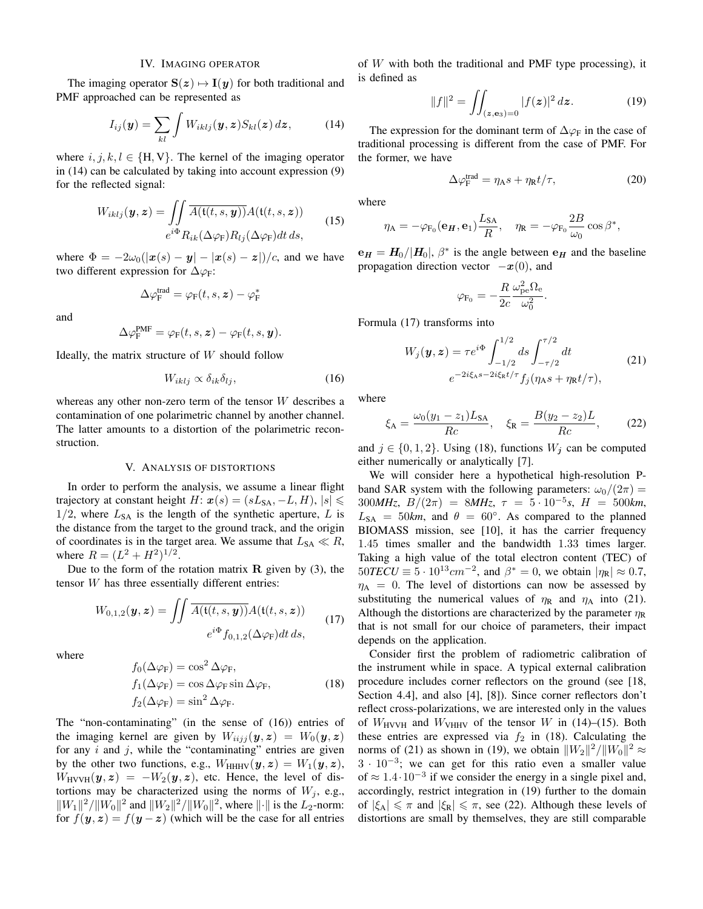## IV. Imaging operator

The imaging operator $\mathbf{S}(\boldsymbol{z}) \mapsto \mathbf{I}(\boldsymbol{y})$ for both traditional and PMF approached can be represented as

$$I_{ij}(\boldsymbol{y}) = \sum_{kl} \int W_{iklj}(\boldsymbol{y}, \boldsymbol{z}) S_{kl}(\boldsymbol{z})\, d\boldsymbol{z}, \tag{14}$$

where $i, j, k, l \in \{\mathrm{H}, \mathrm{V}\}$. The kernel of the imaging operator in (14) can be calculated by taking into account expression (9) for the reflected signal:

$$W_{iklj}(\boldsymbol{y}, \boldsymbol{z}) = \iint \overline{A(\mathfrak{t}(t, s, \boldsymbol{y}))} A(\mathfrak{t}(t, s, \boldsymbol{z})) \\ e^{i\Phi} R_{ik}(\Delta\varphi_{\mathrm{F}}) R_{lj}(\Delta\varphi_{\mathrm{F}}) dt\, ds, \tag{15}$$

where $\Phi = -2\omega_0(|\boldsymbol{x}(s) - \boldsymbol{y}| - |\boldsymbol{x}(s) - \boldsymbol{z}|)/c$, and we have two different expression for $\Delta\varphi_{\mathrm{F}}$:

$$\Delta\varphi_{\mathrm{F}}^{\mathrm{trad}} = \varphi_{\mathrm{F}}(t, s, \boldsymbol{z}) - \varphi_{\mathrm{F}}^{*}$$

and

$$\Delta\varphi_{\mathrm{F}}^{\mathrm{PMF}} = \varphi_{\mathrm{F}}(t, s, \boldsymbol{z}) - \varphi_{\mathrm{F}}(t, s, \boldsymbol{y}).$$

Ideally, the matrix structure of $W$ should follow

$$W_{iklj} \propto \delta_{ik}\delta_{lj}, \tag{16}$$

whereas any other non-zero term of the tensor $W$ describes a contamination of one polarimetric channel by another channel. The latter amounts to a distortion of the polarimetric reconstruction.

## V. Analysis of distortions

In order to perform the analysis, we assume a linear flight trajectory at constant height $H$: $\boldsymbol{x}(s) = (sL_{\mathrm{SA}}, -L, H)$, $|s| \leqslant 1/2$, where $L_{\mathrm{SA}}$ is the length of the synthetic aperture, $L$ is the distance from the target to the ground track, and the origin of coordinates is in the target area. We assume that $L_{\mathrm{SA}} \ll R$, where $R = (L^2 + H^2)^{1/2}$.

Due to the form of the rotation matrix $\mathbf{R}$ given by (3), the tensor $W$ has three essentially different entries:

$$W_{0,1,2}(\boldsymbol{y}, \boldsymbol{z}) = \iint \overline{A(\mathfrak{t}(t, s, \boldsymbol{y}))} A(\mathfrak{t}(t, s, \boldsymbol{z})) \\ e^{i\Phi} f_{0,1,2}(\Delta\varphi_{\mathrm{F}}) dt\, ds, \tag{17}$$

where

$$\begin{aligned} f_0(\Delta\varphi_{\mathrm{F}}) &= \cos^2 \Delta\varphi_{\mathrm{F}}, \\ f_1(\Delta\varphi_{\mathrm{F}}) &= \cos \Delta\varphi_{\mathrm{F}} \sin \Delta\varphi_{\mathrm{F}}, \\ f_2(\Delta\varphi_{\mathrm{F}}) &= \sin^2 \Delta\varphi_{\mathrm{F}}. \end{aligned} \tag{18}$$

The "non-contaminating" (in the sense of (16)) entries of the imaging kernel are given by $W_{iijj}(\boldsymbol{y}, \boldsymbol{z}) = W_0(\boldsymbol{y}, \boldsymbol{z})$ for any $i$ and $j$, while the "contaminating" entries are given by the other two functions, e.g., $W_{\mathrm{HHHV}}(\boldsymbol{y}, \boldsymbol{z}) = W_1(\boldsymbol{y}, \boldsymbol{z})$, $W_{\mathrm{HVVH}}(\boldsymbol{y}, \boldsymbol{z}) = -W_2(\boldsymbol{y}, \boldsymbol{z})$, etc. Hence, the level of distortions may be characterized using the norms of $W_j$, e.g., $\|W_1\|^2/\|W_0\|^2$ and $\|W_2\|^2/\|W_0\|^2$, where $\|\cdot\|$ is the $L_2$-norm: for $f(\boldsymbol{y}, \boldsymbol{z}) = f(\boldsymbol{y} - \boldsymbol{z})$ (which will be the case for all entries of $W$ with both the traditional and PMF type processing), it is defined as

$$\|f\|^2 = \iint_{(\boldsymbol{z}, \mathbf{e}_3) = 0} |f(\boldsymbol{z})|^2\, d\boldsymbol{z}. \tag{19}$$

The expression for the dominant term of $\Delta\varphi_{\mathrm{F}}$ in the case of traditional processing is different from the case of PMF. For the former, we have

$$\Delta\varphi_{\mathrm{F}}^{\mathrm{trad}} = \eta_{\mathrm{A}} s + \eta_{\mathrm{R}} t/\tau, \tag{20}$$

where

$$\eta_{\mathrm{A}} = -\varphi_{\mathrm{F}_0}(\mathbf{e}_{\boldsymbol{H}}, \mathbf{e}_1)\frac{L_{\mathrm{SA}}}{R}, \quad \eta_{\mathrm{R}} = -\varphi_{\mathrm{F}_0}\frac{2B}{\omega_0}\cos\beta^{*},$$

$\mathbf{e}_{\boldsymbol{H}} = \boldsymbol{H}_0/|\boldsymbol{H}_0|$, $\beta^{*}$ is the angle between $\mathbf{e}_{\boldsymbol{H}}$ and the baseline propagation direction vector $-\boldsymbol{x}(0)$, and

$$\varphi_{\mathrm{F}_0} = -\frac{R}{2c}\frac{\omega_{\mathrm{pe}}^2 \Omega_{\mathrm{e}}}{\omega_0^2}.$$

Formula (17) transforms into

$$W_j(\boldsymbol{y}, \boldsymbol{z}) = \tau e^{i\Phi} \int_{-1/2}^{1/2} ds \int_{-\tau/2}^{\tau/2} dt \\ e^{-2i\xi_{\mathrm{A}} s - 2i\xi_{\mathrm{R}} t/\tau} f_j(\eta_{\mathrm{A}} s + \eta_{\mathrm{R}} t/\tau), \tag{21}$$

where

$$\xi_{\mathrm{A}} = \frac{\omega_0(y_1 - z_1)L_{\mathrm{SA}}}{Rc}, \quad \xi_{\mathrm{R}} = \frac{B(y_2 - z_2)L}{Rc}, \tag{22}$$

and $j \in \{0, 1, 2\}$. Using (18), functions $W_j$ can be computed either numerically or analytically [7].

We will consider here a hypothetical high-resolution P-band SAR system with the following parameters: $\omega_0/(2\pi) = 300MHz$, $B/(2\pi) = 8MHz$, $\tau = 5 \cdot 10^{-5}s$, $H = 500km$, $L_{\mathrm{SA}} = 50km$, and $\theta = 60^{\circ}$. As compared to the planned BIOMASS mission, see [10], it has the carrier frequency 1.45 times smaller and the bandwidth 1.33 times larger. Taking a high value of the total electron content (TEC) of $50TECU \equiv 5 \cdot 10^{13} cm^{-2}$, and $\beta^{*} = 0$, we obtain $|\eta_{\mathrm{R}}| \approx 0.7$, $\eta_{\mathrm{A}} = 0$. The level of distortions can now be assessed by substituting the numerical values of $\eta_{\mathrm{R}}$ and $\eta_{\mathrm{A}}$ into (21). Although the distortions are characterized by the parameter $\eta_{\mathrm{R}}$ that is not small for our choice of parameters, their impact depends on the application.

Consider first the problem of radiometric calibration of the instrument while in space. A typical external calibration procedure includes corner reflectors on the ground (see [18, Section 4.4], and also [4], [8]). Since corner reflectors don't reflect cross-polarizations, we are interested only in the values of $W_{\mathrm{HVVH}}$ and $W_{\mathrm{VHHV}}$ of the tensor $W$ in (14)–(15). Both these entries are expressed via $f_2$ in (18). Calculating the norms of (21) as shown in (19), we obtain $\|W_2\|^2/\|W_0\|^2 \approx 3 \cdot 10^{-3}$; we can get for this ratio even a smaller value of $\approx 1.4 \cdot 10^{-3}$ if we consider the energy in a single pixel and, accordingly, restrict integration in (19) further to the domain of $|\xi_{\mathrm{A}}| \leqslant \pi$ and $|\xi_{\mathrm{R}}| \leqslant \pi$, see (22). Although these levels of distortions are small by themselves, they are still comparable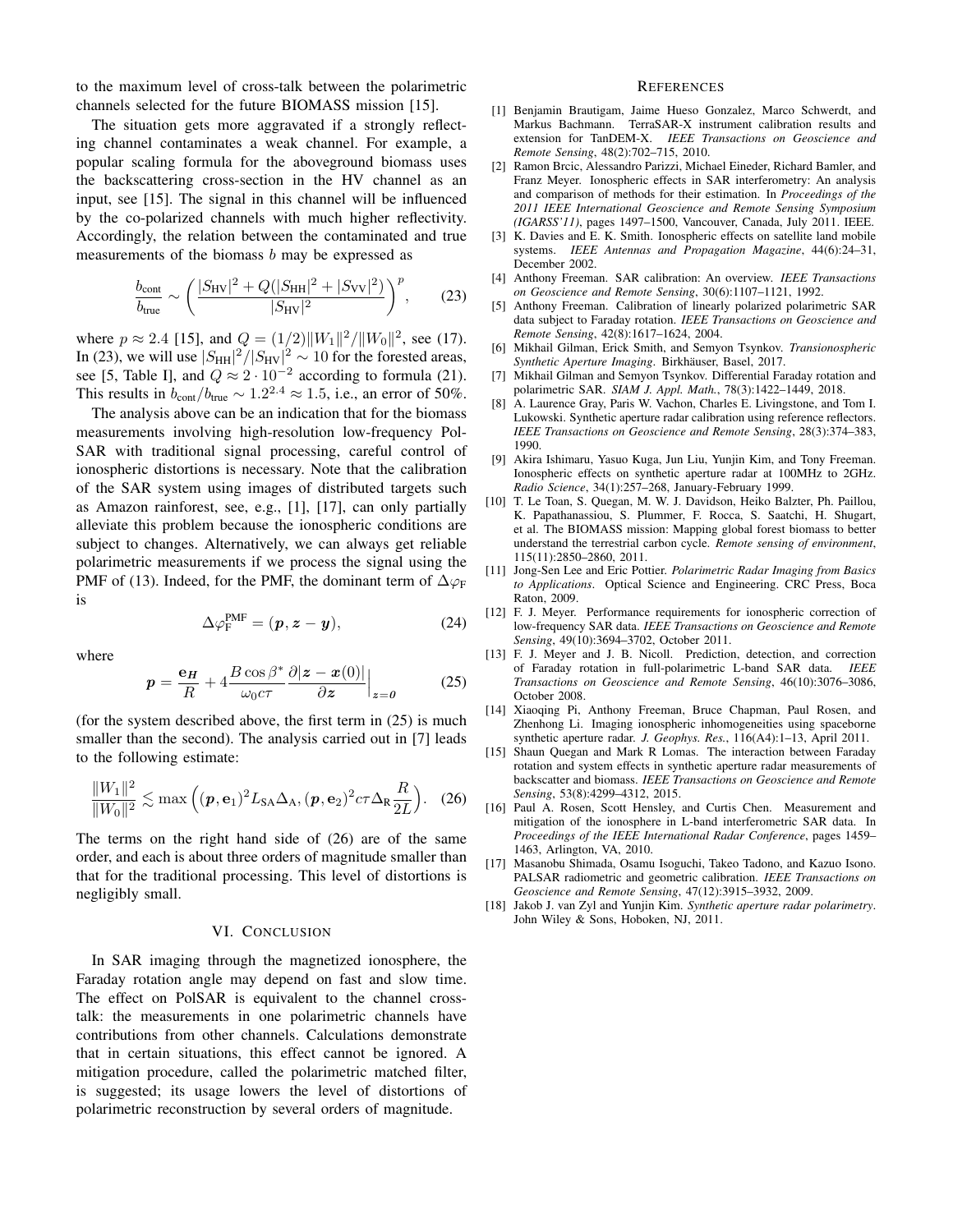to the maximum level of cross-talk between the polarimetric channels selected for the future BIOMASS mission [15].

The situation gets more aggravated if a strongly reflecting channel contaminates a weak channel. For example, a popular scaling formula for the aboveground biomass uses the backscattering cross-section in the HV channel as an input, see [15]. The signal in this channel will be influenced by the co-polarized channels with much higher reflectivity. Accordingly, the relation between the contaminated and true measurements of the biomass $b$ may be expressed as

$$\frac{b_{\text{cont}}}{b_{\text{true}}} \sim \left( \frac{|S_{\text{HV}}|^2 + Q(|S_{\text{HH}}|^2 + |S_{\text{VV}}|^2)}{|S_{\text{HV}}|^2} \right)^p, \tag{23}$$

where $p \approx 2.4$ [15], and $Q = (1/2)\|W_1\|^2/\|W_0\|^2$, see (17). In (23), we will use $|S_{\text{HH}}|^2/|S_{\text{HV}}|^2 \sim 10$ for the forested areas, see [5, Table I], and $Q \approx 2 \cdot 10^{-2}$ according to formula (21). This results in $b_{\text{cont}}/b_{\text{true}} \sim 1.2^{2.4} \approx 1.5$, i.e., an error of 50%.

The analysis above can be an indication that for the biomass measurements involving high-resolution low-frequency PolSAR with traditional signal processing, careful control of ionospheric distortions is necessary. Note that the calibration of the SAR system using images of distributed targets such as Amazon rainforest, see, e.g., [1], [17], can only partially alleviate this problem because the ionospheric conditions are subject to changes. Alternatively, we can always get reliable polarimetric measurements if we process the signal using the PMF of (13). Indeed, for the PMF, the dominant term of $\Delta\varphi_{\text{F}}$ is

$$\Delta\varphi_{\text{F}}^{\text{PMF}} = (\boldsymbol{p}, \boldsymbol{z} - \boldsymbol{y}), \tag{24}$$

where

$$\boldsymbol{p} = \frac{\mathbf{e}_{\boldsymbol{H}}}{R} + 4\frac{B\cos\beta^*}{\omega_0 c\tau} \frac{\partial|\boldsymbol{z} - \boldsymbol{x}(0)|}{\partial \boldsymbol{z}}\Big|_{\boldsymbol{z}=\boldsymbol{0}} \tag{25}$$

(for the system described above, the first term in (25) is much smaller than the second). The analysis carried out in [7] leads to the following estimate:

$$\frac{\|W_1\|^2}{\|W_0\|^2} \lesssim \max\Big( (\boldsymbol{p}, \mathbf{e}_1)^2 L_{\text{SA}}\Delta_{\text{A}}, (\boldsymbol{p}, \mathbf{e}_2)^2 c\tau\Delta_{\text{R}}\frac{R}{2L} \Big). \tag{26}$$

The terms on the right hand side of (26) are of the same order, and each is about three orders of magnitude smaller than that for the traditional processing. This level of distortions is negligibly small.

## VI. Conclusion

In SAR imaging through the magnetized ionosphere, the Faraday rotation angle may depend on fast and slow time. The effect on PolSAR is equivalent to the channel cross-talk: the measurements in one polarimetric channels have contributions from other channels. Calculations demonstrate that in certain situations, this effect cannot be ignored. A mitigation procedure, called the polarimetric matched filter, is suggested; its usage lowers the level of distortions of polarimetric reconstruction by several orders of magnitude.

## References

[1] Benjamin Brautigam, Jaime Hueso Gonzalez, Marco Schwerdt, and Markus Bachmann. TerraSAR-X instrument calibration results and extension for TanDEM-X. *IEEE Transactions on Geoscience and Remote Sensing*, 48(2):702–715, 2010.

[2] Ramon Brcic, Alessandro Parizzi, Michael Eineder, Richard Bamler, and Franz Meyer. Ionospheric effects in SAR interferometry: An analysis and comparison of methods for their estimation. In *Proceedings of the 2011 IEEE International Geoscience and Remote Sensing Symposium (IGARSS'11)*, pages 1497–1500, Vancouver, Canada, July 2011. IEEE.

[3] K. Davies and E. K. Smith. Ionospheric effects on satellite land mobile systems. *IEEE Antennas and Propagation Magazine*, 44(6):24–31, December 2002.

[4] Anthony Freeman. SAR calibration: An overview. *IEEE Transactions on Geoscience and Remote Sensing*, 30(6):1107–1121, 1992.

[5] Anthony Freeman. Calibration of linearly polarized polarimetric SAR data subject to Faraday rotation. *IEEE Transactions on Geoscience and Remote Sensing*, 42(8):1617–1624, 2004.

[6] Mikhail Gilman, Erick Smith, and Semyon Tsynkov. *Transionospheric Synthetic Aperture Imaging*. Birkhäuser, Basel, 2017.

[7] Mikhail Gilman and Semyon Tsynkov. Differential Faraday rotation and polarimetric SAR. *SIAM J. Appl. Math.*, 78(3):1422–1449, 2018.

[8] A. Laurence Gray, Paris W. Vachon, Charles E. Livingstone, and Tom I. Lukowski. Synthetic aperture radar calibration using reference reflectors. *IEEE Transactions on Geoscience and Remote Sensing*, 28(3):374–383, 1990.

[9] Akira Ishimaru, Yasuo Kuga, Jun Liu, Yunjin Kim, and Tony Freeman. Ionospheric effects on synthetic aperture radar at 100MHz to 2GHz. *Radio Science*, 34(1):257–268, January-February 1999.

[10] T. Le Toan, S. Quegan, M. W. J. Davidson, Heiko Balzter, Ph. Paillou, K. Papathanassiou, S. Plummer, F. Rocca, S. Saatchi, H. Shugart, et al. The BIOMASS mission: Mapping global forest biomass to better understand the terrestrial carbon cycle. *Remote sensing of environment*, 115(11):2850–2860, 2011.

[11] Jong-Sen Lee and Eric Pottier. *Polarimetric Radar Imaging from Basics to Applications*. Optical Science and Engineering. CRC Press, Boca Raton, 2009.

[12] F. J. Meyer. Performance requirements for ionospheric correction of low-frequency SAR data. *IEEE Transactions on Geoscience and Remote Sensing*, 49(10):3694–3702, October 2011.

[13] F. J. Meyer and J. B. Nicoll. Prediction, detection, and correction of Faraday rotation in full-polarimetric L-band SAR data. *IEEE Transactions on Geoscience and Remote Sensing*, 46(10):3076–3086, October 2008.

[14] Xiaoqing Pi, Anthony Freeman, Bruce Chapman, Paul Rosen, and Zhenhong Li. Imaging ionospheric inhomogeneities using spaceborne synthetic aperture radar. *J. Geophys. Res.*, 116(A4):1–13, April 2011.

[15] Shaun Quegan and Mark R Lomas. The interaction between Faraday rotation and system effects in synthetic aperture radar measurements of backscatter and biomass. *IEEE Transactions on Geoscience and Remote Sensing*, 53(8):4299–4312, 2015.

[16] Paul A. Rosen, Scott Hensley, and Curtis Chen. Measurement and mitigation of the ionosphere in L-band interferometric SAR data. In *Proceedings of the IEEE International Radar Conference*, pages 1459–1463, Arlington, VA, 2010.

[17] Masanobu Shimada, Osamu Isoguchi, Takeo Tadono, and Kazuo Isono. PALSAR radiometric and geometric calibration. *IEEE Transactions on Geoscience and Remote Sensing*, 47(12):3915–3932, 2009.

[18] Jakob J. van Zyl and Yunjin Kim. *Synthetic aperture radar polarimetry*. John Wiley & Sons, Hoboken, NJ, 2011.